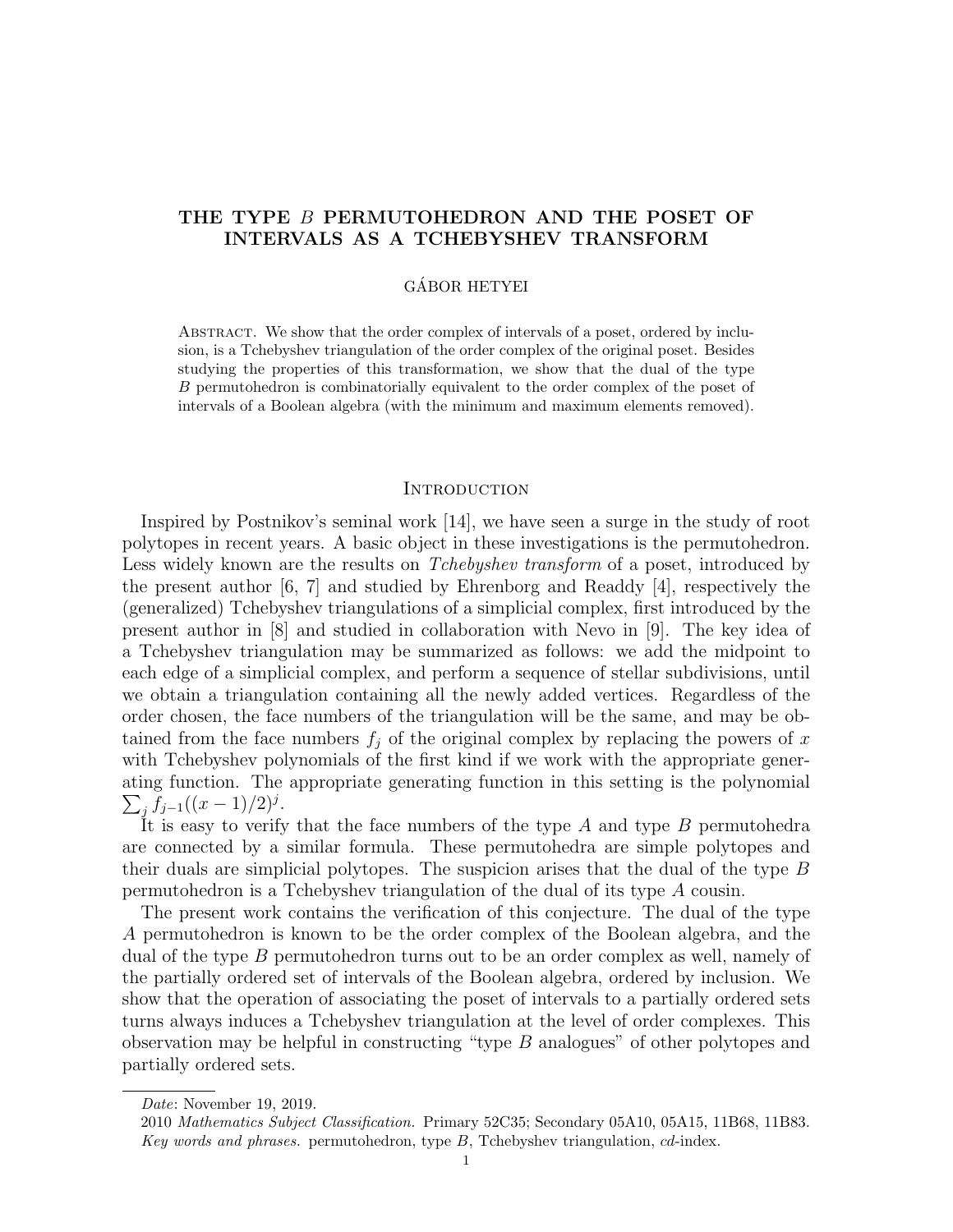# THE TYPE $B$ PERMUTOHEDRON AND THE POSET OF INTERVALS AS A TCHEBYSHEV TRANSFORM

GÁBOR HETYEI

Abstract. We show that the order complex of intervals of a poset, ordered by inclusion, is a Tchebyshev triangulation of the order complex of the original poset. Besides studying the properties of this transformation, we show that the dual of the type $B$ permutohedron is combinatorially equivalent to the order complex of the poset of intervals of a Boolean algebra (with the minimum and maximum elements removed).

## Introduction

Inspired by Postnikov's seminal work [14], we have seen a surge in the study of root polytopes in recent years. A basic object in these investigations is the permutohedron. Less widely known are the results on *Tchebyshev transform* of a poset, introduced by the present author [6, 7] and studied by Ehrenborg and Readdy [4], respectively the (generalized) Tchebyshev triangulations of a simplicial complex, first introduced by the present author in [8] and studied in collaboration with Nevo in [9]. The key idea of a Tchebyshev triangulation may be summarized as follows: we add the midpoint to each edge of a simplicial complex, and perform a sequence of stellar subdivisions, until we obtain a triangulation containing all the newly added vertices. Regardless of the order chosen, the face numbers of the triangulation will be the same, and may be obtained from the face numbers $f_j$ of the original complex by replacing the powers of $x$ with Tchebyshev polynomials of the first kind if we work with the appropriate generating function. The appropriate generating function in this setting is the polynomial $\sum_j f_{j-1}((x-1)/2)^j$.

It is easy to verify that the face numbers of the type $A$ and type $B$ permutohedra are connected by a similar formula. These permutohedra are simple polytopes and their duals are simplicial polytopes. The suspicion arises that the dual of the type $B$ permutohedron is a Tchebyshev triangulation of the dual of its type $A$ cousin.

The present work contains the verification of this conjecture. The dual of the type $A$ permutohedron is known to be the order complex of the Boolean algebra, and the dual of the type $B$ permutohedron turns out to be an order complex as well, namely of the partially ordered set of intervals of the Boolean algebra, ordered by inclusion. We show that the operation of associating the poset of intervals to a partially ordered sets turns always induces a Tchebyshev triangulation at the level of order complexes. This observation may be helpful in constructing "type $B$ analogues" of other polytopes and partially ordered sets.

*Date*: November 19, 2019.

2010 *Mathematics Subject Classification.* Primary 52C35; Secondary 05A10, 05A15, 11B68, 11B83.

*Key words and phrases.* permutohedron, type $B$, Tchebyshev triangulation, $cd$-index.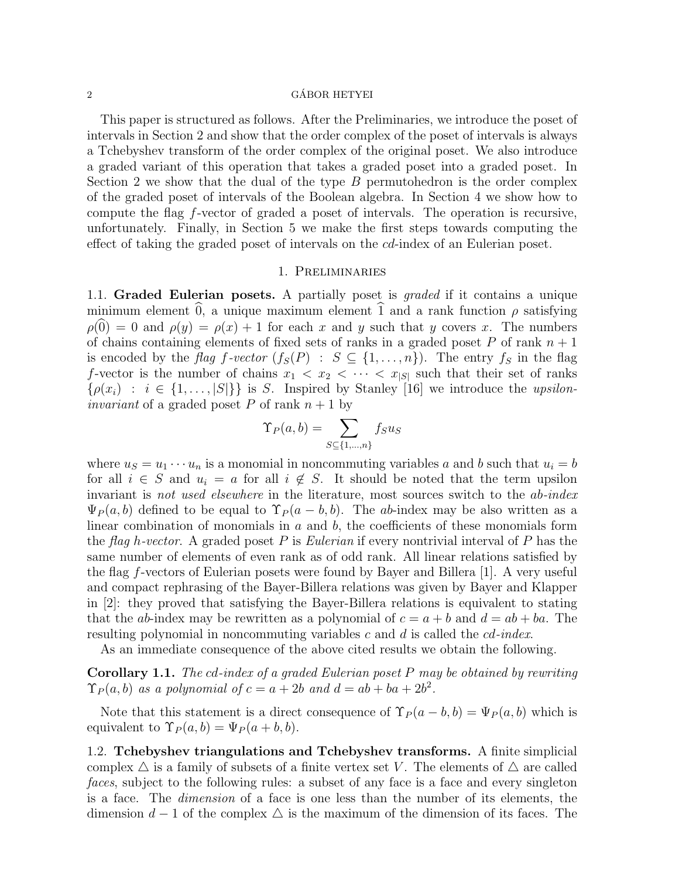This paper is structured as follows. After the Preliminaries, we introduce the poset of intervals in Section 2 and show that the order complex of the poset of intervals is always a Tchebyshev transform of the order complex of the original poset. We also introduce a graded variant of this operation that takes a graded poset into a graded poset. In Section 2 we show that the dual of the type $B$ permutohedron is the order complex of the graded poset of intervals of the Boolean algebra. In Section 4 we show how to compute the flag $f$-vector of graded a poset of intervals. The operation is recursive, unfortunately. Finally, in Section 5 we make the first steps towards computing the effect of taking the graded poset of intervals on the $cd$-index of an Eulerian poset.

## 1. Preliminaries

### 1.1. Graded Eulerian posets.

A partially poset is *graded* if it contains a unique minimum element $\widehat{0}$, a unique maximum element $\widehat{1}$ and a rank function $\rho$ satisfying $\rho(\widehat{0}) = 0$ and $\rho(y) = \rho(x) + 1$ for each $x$ and $y$ such that $y$ covers $x$. The numbers of chains containing elements of fixed sets of ranks in a graded poset $P$ of rank $n+1$ is encoded by the *flag f-vector* $(f_S(P) : S \subseteq \{1,\ldots,n\})$. The entry $f_S$ in the flag $f$-vector is the number of chains $x_1 < x_2 < \cdots < x_{|S|}$ such that their set of ranks $\{\rho(x_i) : i \in \{1,\ldots,|S|\}\}$ is $S$. Inspired by Stanley [16] we introduce the *upsilon-invariant* of a graded poset $P$ of rank $n+1$ by

$$\Upsilon_P(a,b) = \sum_{S \subseteq \{1,\ldots,n\}} f_S u_S$$

where $u_S = u_1 \cdots u_n$ is a monomial in noncommuting variables $a$ and $b$ such that $u_i = b$ for all $i \in S$ and $u_i = a$ for all $i \notin S$. It should be noted that the term upsilon invariant is *not used elsewhere* in the literature, most sources switch to the *ab-index* $\Psi_P(a,b)$ defined to be equal to $\Upsilon_P(a-b,b)$. The $ab$-index may be also written as a linear combination of monomials in $a$ and $b$, the coefficients of these monomials form the *flag h-vector*. A graded poset $P$ is *Eulerian* if every nontrivial interval of $P$ has the same number of elements of even rank as of odd rank. All linear relations satisfied by the flag $f$-vectors of Eulerian posets were found by Bayer and Billera [1]. A very useful and compact rephrasing of the Bayer-Billera relations was given by Bayer and Klapper in [2]: they proved that satisfying the Bayer-Billera relations is equivalent to stating that the $ab$-index may be rewritten as a polynomial of $c = a+b$ and $d = ab+ba$. The resulting polynomial in noncommuting variables $c$ and $d$ is called the *cd-index*.

As an immediate consequence of the above cited results we obtain the following.

**Corollary 1.1.** *The cd-index of a graded Eulerian poset $P$ may be obtained by rewriting $\Upsilon_P(a,b)$ as a polynomial of $c = a+2b$ and $d = ab+ba+2b^2$.*

Note that this statement is a direct consequence of $\Upsilon_P(a-b,b) = \Psi_P(a,b)$ which is equivalent to $\Upsilon_P(a,b) = \Psi_P(a+b,b)$.

### 1.2. Tchebyshev triangulations and Tchebyshev transforms.

A finite simplicial complex $\triangle$ is a family of subsets of a finite vertex set $V$. The elements of $\triangle$ are called *faces*, subject to the following rules: a subset of any face is a face and every singleton is a face. The *dimension* of a face is one less than the number of its elements, the dimension $d-1$ of the complex $\triangle$ is the maximum of the dimension of its faces. The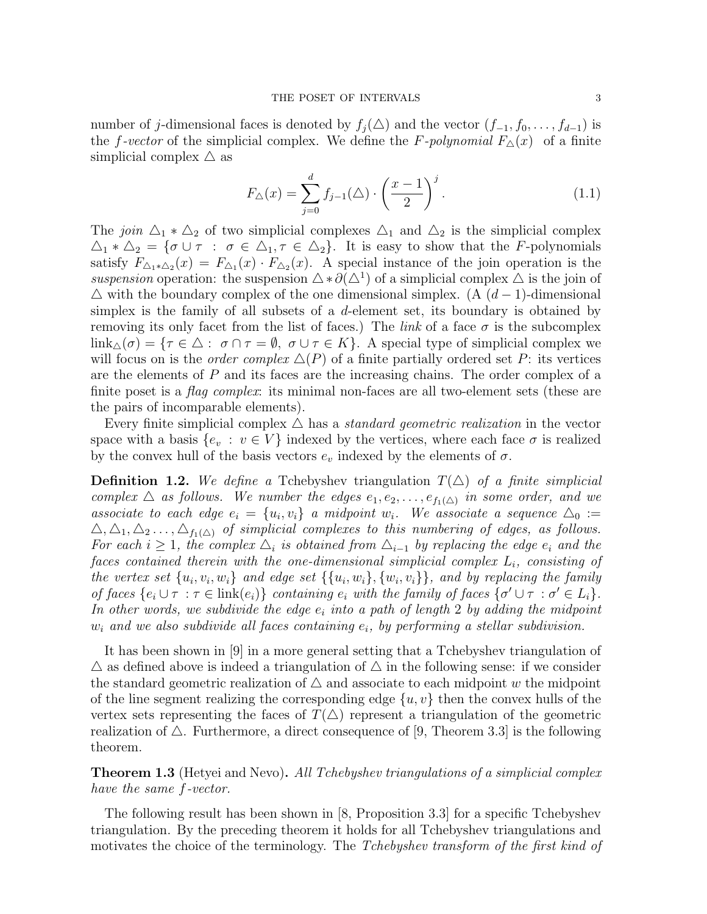number of $j$-dimensional faces is denoted by $f_j(\triangle)$ and the vector $(f_{-1}, f_0, \ldots, f_{d-1})$ is the *$f$-vector* of the simplicial complex. We define the *$F$-polynomial* $F_\triangle(x)$ of a finite simplicial complex $\triangle$ as

$$F_\triangle(x) = \sum_{j=0}^{d} f_{j-1}(\triangle) \cdot \left(\frac{x-1}{2}\right)^j. \tag{1.1}$$

The *join* $\triangle_1 * \triangle_2$ of two simplicial complexes $\triangle_1$ and $\triangle_2$ is the simplicial complex $\triangle_1 * \triangle_2 = \{\sigma \cup \tau \ : \ \sigma \in \triangle_1, \tau \in \triangle_2\}$. It is easy to show that the $F$-polynomials satisfy $F_{\triangle_1 * \triangle_2}(x) = F_{\triangle_1}(x) \cdot F_{\triangle_2}(x)$. A special instance of the join operation is the *suspension* operation: the suspension $\triangle * \partial(\triangle^1)$ of a simplicial complex $\triangle$ is the join of $\triangle$ with the boundary complex of the one dimensional simplex. (A $(d-1)$-dimensional simplex is the family of all subsets of a $d$-element set, its boundary is obtained by removing its only facet from the list of faces.) The *link* of a face $\sigma$ is the subcomplex $\operatorname{link}_\triangle(\sigma) = \{\tau \in \triangle : \ \sigma \cap \tau = \emptyset, \ \sigma \cup \tau \in K\}$. A special type of simplicial complex we will focus on is the *order complex* $\triangle(P)$ of a finite partially ordered set $P$: its vertices are the elements of $P$ and its faces are the increasing chains. The order complex of a finite poset is a *flag complex*: its minimal non-faces are all two-element sets (these are the pairs of incomparable elements).

Every finite simplicial complex $\triangle$ has a *standard geometric realization* in the vector space with a basis $\{e_v \ : \ v \in V\}$ indexed by the vertices, where each face $\sigma$ is realized by the convex hull of the basis vectors $e_v$ indexed by the elements of $\sigma$.

**Definition 1.2.** *We define a* Tchebyshev triangulation $T(\triangle)$ *of a finite simplicial complex $\triangle$ as follows. We number the edges $e_1, e_2, \ldots, e_{f_1(\triangle)}$ in some order, and we associate to each edge $e_i = \{u_i, v_i\}$ a midpoint $w_i$. We associate a sequence $\triangle_0 := \triangle, \triangle_1, \triangle_2 \ldots, \triangle_{f_1(\triangle)}$ of simplicial complexes to this numbering of edges, as follows. For each $i \geq 1$, the complex $\triangle_i$ is obtained from $\triangle_{i-1}$ by replacing the edge $e_i$ and the faces contained therein with the one-dimensional simplicial complex $L_i$, consisting of the vertex set $\{u_i, v_i, w_i\}$ and edge set $\{\{u_i, w_i\}, \{w_i, v_i\}\}$, and by replacing the family of faces $\{e_i \cup \tau \ : \tau \in \operatorname{link}(e_i)\}$ containing $e_i$ with the family of faces $\{\sigma' \cup \tau \ : \sigma' \in L_i\}$. In other words, we subdivide the edge $e_i$ into a path of length $2$ by adding the midpoint $w_i$ and we also subdivide all faces containing $e_i$, by performing a stellar subdivision.*

It has been shown in [9] in a more general setting that a Tchebyshev triangulation of $\triangle$ as defined above is indeed a triangulation of $\triangle$ in the following sense: if we consider the standard geometric realization of $\triangle$ and associate to each midpoint $w$ the midpoint of the line segment realizing the corresponding edge $\{u, v\}$ then the convex hulls of the vertex sets representing the faces of $T(\triangle)$ represent a triangulation of the geometric realization of $\triangle$. Furthermore, a direct consequence of [9, Theorem 3.3] is the following theorem.

**Theorem 1.3** (Hetyei and Nevo)**.** *All Tchebyshev triangulations of a simplicial complex have the same $f$-vector.*

The following result has been shown in [8, Proposition 3.3] for a specific Tchebyshev triangulation. By the preceding theorem it holds for all Tchebyshev triangulations and motivates the choice of the terminology. The *Tchebyshev transform of the first kind of*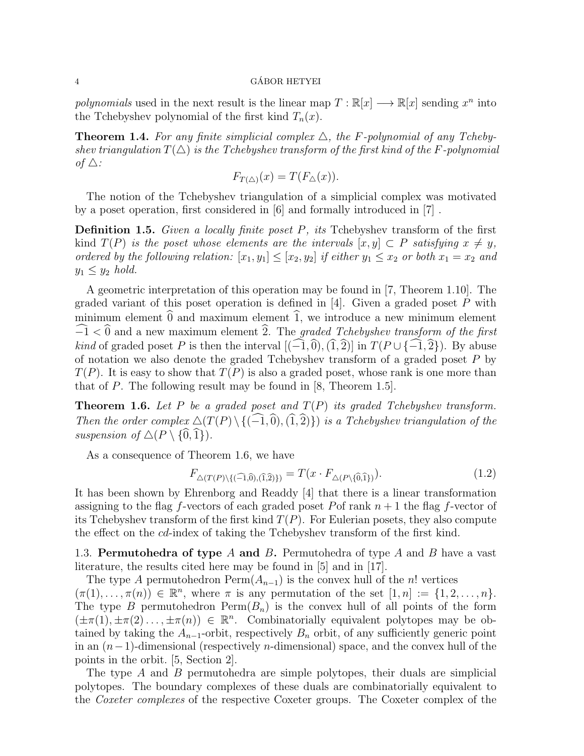*polynomials* used in the next result is the linear map $T : \mathbb{R}[x] \longrightarrow \mathbb{R}[x]$ sending $x^n$ into the Tchebyshev polynomial of the first kind $T_n(x)$.

**Theorem 1.4.** *For any finite simplicial complex $\triangle$, the $F$-polynomial of any Tchebyshev triangulation $T(\triangle)$ is the Tchebyshev transform of the first kind of the $F$-polynomial of $\triangle$:*

$$F_{T(\triangle)}(x) = T(F_{\triangle}(x)).$$

The notion of the Tchebyshev triangulation of a simplicial complex was motivated by a poset operation, first considered in [6] and formally introduced in [7] .

**Definition 1.5.** *Given a locally finite poset $P$, its* Tchebyshev transform of the first kind *$T(P)$ is the poset whose elements are the intervals $[x, y] \subset P$ satisfying $x \neq y$, ordered by the following relation: $[x_1, y_1] \leq [x_2, y_2]$ if either $y_1 \leq x_2$ or both $x_1 = x_2$ and $y_1 \leq y_2$ hold.*

A geometric interpretation of this operation may be found in [7, Theorem 1.10]. The graded variant of this poset operation is defined in [4]. Given a graded poset $P$ with minimum element $\widehat{0}$ and maximum element $\widehat{1}$, we introduce a new minimum element $\widehat{-1} < \widehat{0}$ and a new maximum element $\widehat{2}$. The *graded Tchebyshev transform of the first kind* of graded poset $P$ is then the interval $[(\widehat{-1}, \widehat{0}), (\widehat{1}, \widehat{2})]$ in $T(P \cup \{\widehat{-1}, \widehat{2}\})$. By abuse of notation we also denote the graded Tchebyshev transform of a graded poset $P$ by $T(P)$. It is easy to show that $T(P)$ is also a graded poset, whose rank is one more than that of $P$. The following result may be found in [8, Theorem 1.5].

**Theorem 1.6.** *Let $P$ be a graded poset and $T(P)$ its graded Tchebyshev transform. Then the order complex $\triangle(T(P) \setminus \{(\widehat{-1}, \widehat{0}), (\widehat{1}, \widehat{2})\})$ is a Tchebyshev triangulation of the suspension of $\triangle(P \setminus \{\widehat{0}, \widehat{1}\})$.*

As a consequence of Theorem 1.6, we have

$$F_{\triangle(T(P)\setminus\{(\widehat{-1},\widehat{0}),(\widehat{1},\widehat{2})\})} = T(x \cdot F_{\triangle(P\setminus\{\widehat{0},\widehat{1}\})}). \tag{1.2}$$

It has been shown by Ehrenborg and Readdy [4] that there is a linear transformation assigning to the flag $f$-vectors of each graded poset $P$of rank $n+1$ the flag $f$-vector of its Tchebyshev transform of the first kind $T(P)$. For Eulerian posets, they also compute the effect on the $cd$-index of taking the Tchebyshev transform of the first kind.

### 1.3. Permutohedra of type $A$ and $B$.

Permutohedra of type $A$ and $B$ have a vast literature, the results cited here may be found in [5] and in [17].

The type $A$ permutohedron $\mathrm{Perm}(A_{n-1})$ is the convex hull of the $n!$ vertices $(\pi(1), \ldots, \pi(n)) \in \mathbb{R}^n$, where $\pi$ is any permutation of the set $[1, n] := \{1, 2, \ldots, n\}$. The type $B$ permutohedron $\mathrm{Perm}(B_n)$ is the convex hull of all points of the form $(\pm\pi(1), \pm\pi(2) \ldots, \pm\pi(n)) \in \mathbb{R}^n$. Combinatorially equivalent polytopes may be obtained by taking the $A_{n-1}$-orbit, respectively $B_n$ orbit, of any sufficiently generic point in an $(n-1)$-dimensional (respectively $n$-dimensional) space, and the convex hull of the points in the orbit. [5, Section 2].

The type $A$ and $B$ permutohedra are simple polytopes, their duals are simplicial polytopes. The boundary complexes of these duals are combinatorially equivalent to the *Coxeter complexes* of the respective Coxeter groups. The Coxeter complex of the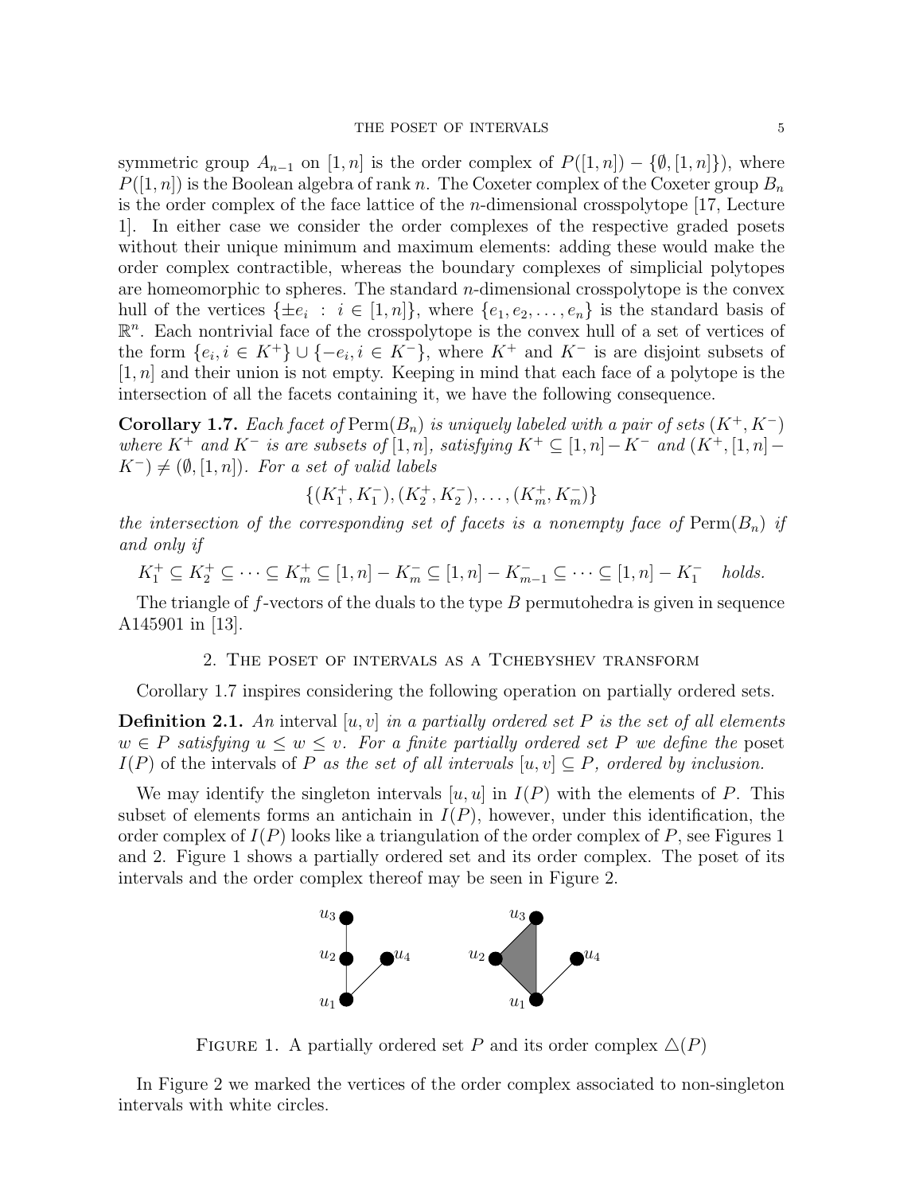symmetric group $A_{n-1}$ on $[1, n]$ is the order complex of $P([1, n]) - \{\emptyset, [1, n]\})$, where $P([1, n])$ is the Boolean algebra of rank $n$. The Coxeter complex of the Coxeter group $B_n$ is the order complex of the face lattice of the $n$-dimensional crosspolytope [17, Lecture 1]. In either case we consider the order complexes of the respective graded posets without their unique minimum and maximum elements: adding these would make the order complex contractible, whereas the boundary complexes of simplicial polytopes are homeomorphic to spheres. The standard $n$-dimensional crosspolytope is the convex hull of the vertices $\{\pm e_i : i \in [1, n]\}$, where $\{e_1, e_2, \ldots, e_n\}$ is the standard basis of $\mathbb{R}^n$. Each nontrivial face of the crosspolytope is the convex hull of a set of vertices of the form $\{e_i, i \in K^+\} \cup \{-e_i, i \in K^-\}$, where $K^+$ and $K^-$ is are disjoint subsets of $[1, n]$ and their union is not empty. Keeping in mind that each face of a polytope is the intersection of all the facets containing it, we have the following consequence.

**Corollary 1.7.** *Each facet of* $\operatorname{Perm}(B_n)$ *is uniquely labeled with a pair of sets* $(K^+, K^-)$ *where* $K^+$ *and* $K^-$ *is are subsets of* $[1, n]$*, satisfying* $K^+ \subseteq [1, n] - K^-$ *and* $(K^+, [1, n] - K^-) \neq (\emptyset, [1, n])$*. For a set of valid labels*

$$\{(K_1^+, K_1^-), (K_2^+, K_2^-), \ldots, (K_m^+, K_m^-)\}$$

*the intersection of the corresponding set of facets is a nonempty face of* $\operatorname{Perm}(B_n)$ *if and only if*

$$K_1^+ \subseteq K_2^+ \subseteq \cdots \subseteq K_m^+ \subseteq [1, n] - K_m^- \subseteq [1, n] - K_{m-1}^- \subseteq \cdots \subseteq [1, n] - K_1^- \quad \textit{holds.}$$

The triangle of $f$-vectors of the duals to the type $B$ permutohedra is given in sequence A145901 in [13].

## 2. The poset of intervals as a Tchebyshev transform

Corollary 1.7 inspires considering the following operation on partially ordered sets.

**Definition 2.1.** *An* interval $[u, v]$ *in a partially ordered set* $P$ *is the set of all elements* $w \in P$ *satisfying* $u \leq w \leq v$*. For a finite partially ordered set* $P$ *we define the* poset $I(P)$ of the intervals of $P$ *as the set of all intervals* $[u, v] \subseteq P$*, ordered by inclusion.*

We may identify the singleton intervals $[u, u]$ in $I(P)$ with the elements of $P$. This subset of elements forms an antichain in $I(P)$, however, under this identification, the order complex of $I(P)$ looks like a triangulation of the order complex of $P$, see Figures 1 and 2. Figure 1 shows a partially ordered set and its order complex. The poset of its intervals and the order complex thereof may be seen in Figure 2.

FIGURE 1. A partially ordered set $P$ and its order complex $\triangle(P)$

In Figure 2 we marked the vertices of the order complex associated to non-singleton intervals with white circles.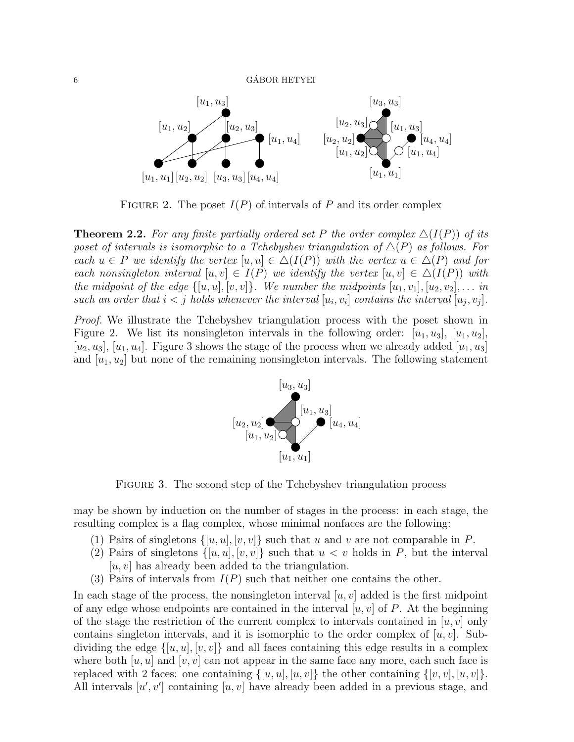FIGURE 2. The poset $I(P)$ of intervals of $P$ and its order complex

**Theorem 2.2.** *For any finite partially ordered set $P$ the order complex $\triangle(I(P))$ of its poset of intervals is isomorphic to a Tchebyshev triangulation of $\triangle(P)$ as follows. For each $u \in P$ we identify the vertex $[u,u] \in \triangle(I(P))$ with the vertex $u \in \triangle(P)$ and for each nonsingleton interval $[u,v] \in I(P)$ we identify the vertex $[u,v] \in \triangle(I(P))$ with the midpoint of the edge $\{[u,u],[v,v]\}$. We number the midpoints $[u_1,v_1],[u_2,v_2],\ldots$ in such an order that $i<j$ holds whenever the interval $[u_i,v_i]$ contains the interval $[u_j,v_j]$.*

*Proof.* We illustrate the Tchebyshev triangulation process with the poset shown in Figure 2. We list its nonsingleton intervals in the following order: $[u_1,u_3]$, $[u_1,u_2]$, $[u_2,u_3]$, $[u_1,u_4]$. Figure 3 shows the stage of the process when we already added $[u_1,u_3]$ and $[u_1,u_2]$ but none of the remaining nonsingleton intervals. The following statement

FIGURE 3. The second step of the Tchebyshev triangulation process

may be shown by induction on the number of stages in the process: in each stage, the resulting complex is a flag complex, whose minimal nonfaces are the following:

(1) Pairs of singletons $\{[u,u],[v,v]\}$ such that $u$ and $v$ are not comparable in $P$.
(2) Pairs of singletons $\{[u,u],[v,v]\}$ such that $u<v$ holds in $P$, but the interval $[u,v]$ has already been added to the triangulation.
(3) Pairs of intervals from $I(P)$ such that neither one contains the other.

In each stage of the process, the nonsingleton interval $[u,v]$ added is the first midpoint of any edge whose endpoints are contained in the interval $[u,v]$ of $P$. At the beginning of the stage the restriction of the current complex to intervals contained in $[u,v]$ only contains singleton intervals, and it is isomorphic to the order complex of $[u,v]$. Subdividing the edge $\{[u,u],[v,v]\}$ and all faces containing this edge results in a complex where both $[u,u]$ and $[v,v]$ can not appear in the same face any more, each such face is replaced with 2 faces: one containing $\{[u,u],[u,v]\}$ the other containing $\{[v,v],[u,v]\}$. All intervals $[u',v']$ containing $[u,v]$ have already been added in a previous stage, and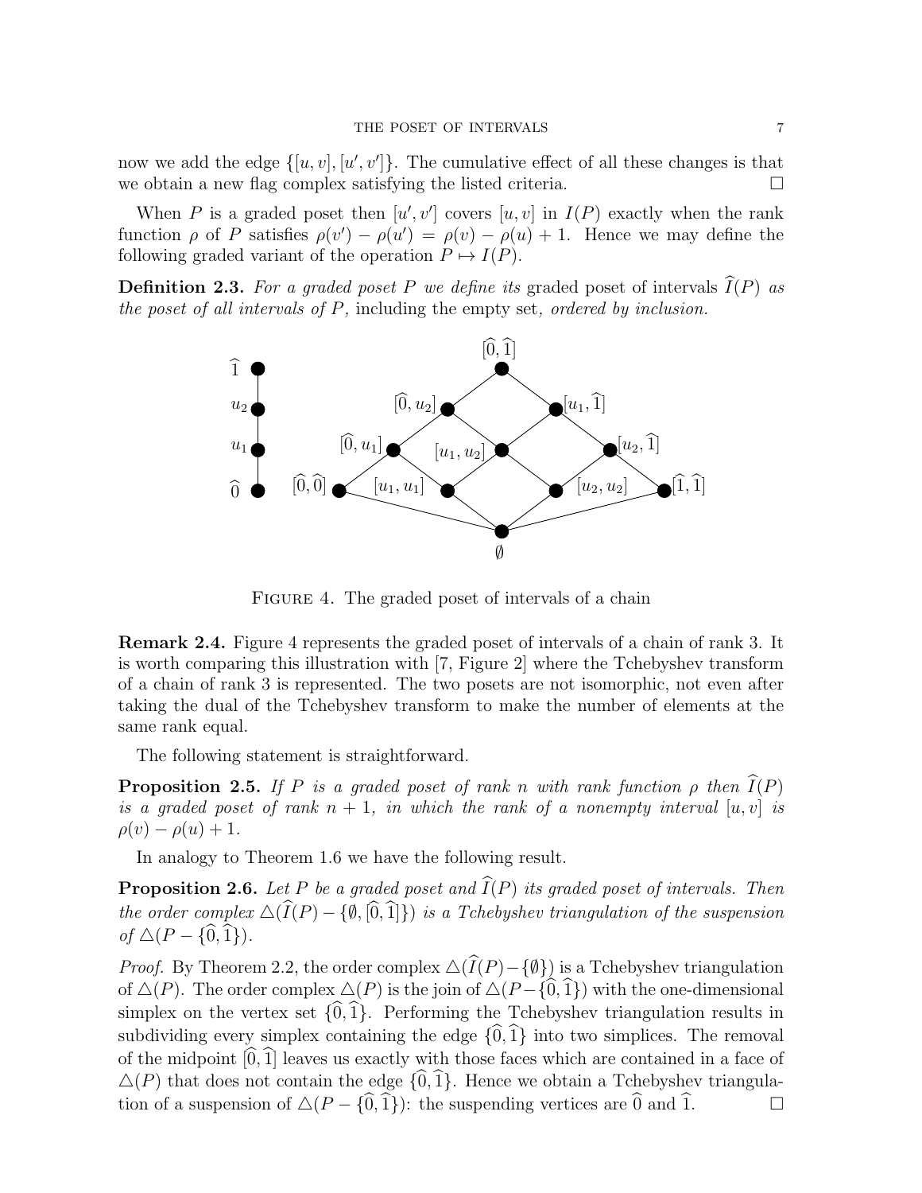now we add the edge $\{[u,v],[u',v']\}$. The cumulative effect of all these changes is that we obtain a new flag complex satisfying the listed criteria. $\square$

When $P$ is a graded poset then $[u',v']$ covers $[u,v]$ in $I(P)$ exactly when the rank function $\rho$ of $P$ satisfies $\rho(v') - \rho(u') = \rho(v) - \rho(u) + 1$. Hence we may define the following graded variant of the operation $P \mapsto I(P)$.

**Definition 2.3.** *For a graded poset $P$ we define its* graded poset of intervals $\widehat{I}(P)$ *as the poset of all intervals of $P$,* including the empty set*, ordered by inclusion.*

FIGURE 4. The graded poset of intervals of a chain

**Remark 2.4.** Figure 4 represents the graded poset of intervals of a chain of rank 3. It is worth comparing this illustration with [7, Figure 2] where the Tchebyshev transform of a chain of rank 3 is represented. The two posets are not isomorphic, not even after taking the dual of the Tchebyshev transform to make the number of elements at the same rank equal.

The following statement is straightforward.

**Proposition 2.5.** *If $P$ is a graded poset of rank $n$ with rank function $\rho$ then $\widehat{I}(P)$ is a graded poset of rank $n+1$, in which the rank of a nonempty interval $[u,v]$ is $\rho(v) - \rho(u) + 1$.*

In analogy to Theorem 1.6 we have the following result.

**Proposition 2.6.** *Let $P$ be a graded poset and $\widehat{I}(P)$ its graded poset of intervals. Then the order complex $\triangle(\widehat{I}(P) - \{\emptyset, [\widehat{0}, \widehat{1}]\})$ is a Tchebyshev triangulation of the suspension of $\triangle(P - \{\widehat{0}, \widehat{1}\})$.*

*Proof.* By Theorem 2.2, the order complex $\triangle(\widehat{I}(P) - \{\emptyset\})$ is a Tchebyshev triangulation of $\triangle(P)$. The order complex $\triangle(P)$ is the join of $\triangle(P - \{\widehat{0}, \widehat{1}\})$ with the one-dimensional simplex on the vertex set $\{\widehat{0}, \widehat{1}\}$. Performing the Tchebyshev triangulation results in subdividing every simplex containing the edge $\{\widehat{0}, \widehat{1}\}$ into two simplices. The removal of the midpoint $[\widehat{0}, \widehat{1}]$ leaves us exactly with those faces which are contained in a face of $\triangle(P)$ that does not contain the edge $\{\widehat{0}, \widehat{1}\}$. Hence we obtain a Tchebyshev triangulation of a suspension of $\triangle(P - \{\widehat{0}, \widehat{1}\})$: the suspending vertices are $\widehat{0}$ and $\widehat{1}$. $\square$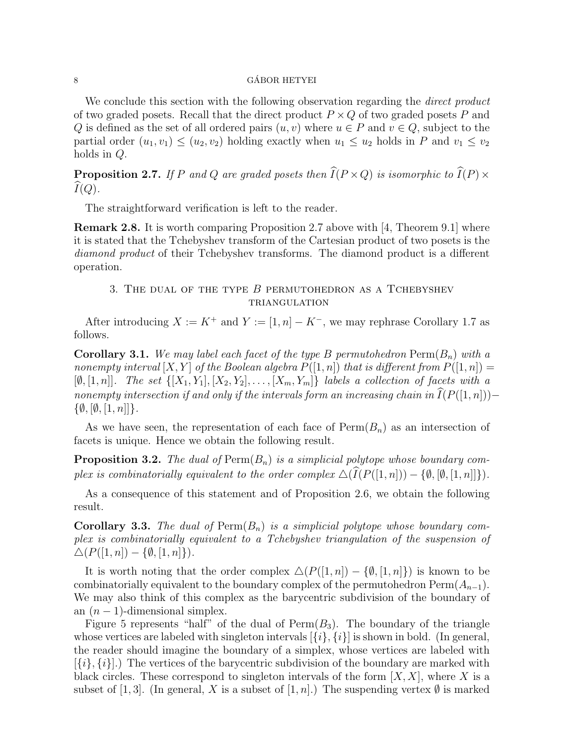We conclude this section with the following observation regarding the *direct product* of two graded posets. Recall that the direct product $P \times Q$ of two graded posets $P$ and $Q$ is defined as the set of all ordered pairs $(u, v)$ where $u \in P$ and $v \in Q$, subject to the partial order $(u_1, v_1) \leq (u_2, v_2)$ holding exactly when $u_1 \leq u_2$ holds in $P$ and $v_1 \leq v_2$ holds in $Q$.

**Proposition 2.7.** *If $P$ and $Q$ are graded posets then $\widehat{I}(P \times Q)$ is isomorphic to $\widehat{I}(P) \times \widehat{I}(Q)$.*

The straightforward verification is left to the reader.

**Remark 2.8.** It is worth comparing Proposition 2.7 above with [4, Theorem 9.1] where it is stated that the Tchebyshev transform of the Cartesian product of two posets is the *diamond product* of their Tchebyshev transforms. The diamond product is a different operation.

## 3. The dual of the type $B$ permutohedron as a Tchebyshev triangulation

After introducing $X := K^+$ and $Y := [1, n] - K^-$, we may rephrase Corollary 1.7 as follows.

**Corollary 3.1.** *We may label each facet of the type B permutohedron $\operatorname{Perm}(B_n)$ with a nonempty interval $[X, Y]$ of the Boolean algebra $P([1, n])$ that is different from $P([1, n]) = [\emptyset, [1, n]]$. The set $\{[X_1, Y_1], [X_2, Y_2], \ldots, [X_m, Y_m]\}$ labels a collection of facets with a nonempty intersection if and only if the intervals form an increasing chain in $\widehat{I}(P([1, n])) - \{\emptyset, [\emptyset, [1, n]]\}$.*

As we have seen, the representation of each face of $\operatorname{Perm}(B_n)$ as an intersection of facets is unique. Hence we obtain the following result.

**Proposition 3.2.** *The dual of $\operatorname{Perm}(B_n)$ is a simplicial polytope whose boundary complex is combinatorially equivalent to the order complex $\triangle(\widehat{I}(P([1, n])) - \{\emptyset, [\emptyset, [1, n]]\})$.*

As a consequence of this statement and of Proposition 2.6, we obtain the following result.

**Corollary 3.3.** *The dual of $\operatorname{Perm}(B_n)$ is a simplicial polytope whose boundary complex is combinatorially equivalent to a Tchebyshev triangulation of the suspension of $\triangle(P([1, n]) - \{\emptyset, [1, n]\})$.*

It is worth noting that the order complex $\triangle(P([1, n]) - \{\emptyset, [1, n]\})$ is known to be combinatorially equivalent to the boundary complex of the permutohedron $\operatorname{Perm}(A_{n-1})$. We may also think of this complex as the barycentric subdivision of the boundary of an $(n - 1)$-dimensional simplex.

Figure 5 represents "half" of the dual of $\operatorname{Perm}(B_3)$. The boundary of the triangle whose vertices are labeled with singleton intervals $[\{i\}, \{i\}]$ is shown in bold. (In general, the reader should imagine the boundary of a simplex, whose vertices are labeled with $[\{i\}, \{i\}]$.) The vertices of the barycentric subdivision of the boundary are marked with black circles. These correspond to singleton intervals of the form $[X, X]$, where $X$ is a subset of $[1, 3]$. (In general, $X$ is a subset of $[1, n]$.) The suspending vertex $\emptyset$ is marked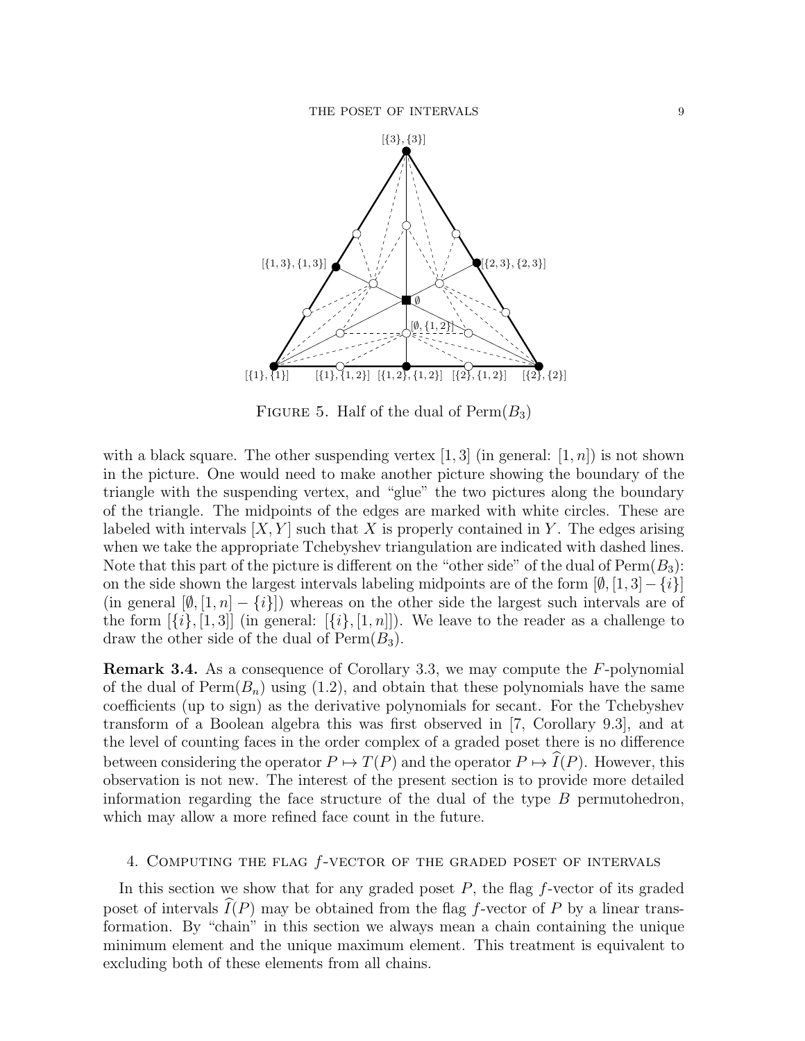FIGURE 5. Half of the dual of $\mathrm{Perm}(B_3)$

with a black square. The other suspending vertex $[1,3]$ (in general: $[1,n]$) is not shown in the picture. One would need to make another picture showing the boundary of the triangle with the suspending vertex, and "glue" the two pictures along the boundary of the triangle. The midpoints of the edges are marked with white circles. These are labeled with intervals $[X,Y]$ such that $X$ is properly contained in $Y$. The edges arising when we take the appropriate Tchebyshev triangulation are indicated with dashed lines. Note that this part of the picture is different on the "other side" of the dual of $\mathrm{Perm}(B_3)$: on the side shown the largest intervals labeling midpoints are of the form $[\emptyset,[1,3]-\{i\}]$ (in general $[\emptyset,[1,n]-\{i\}]$) whereas on the other side the largest such intervals are of the form $[\{i\},[1,3]]$ (in general: $[\{i\},[1,n]]$). We leave to the reader as a challenge to draw the other side of the dual of $\mathrm{Perm}(B_3)$.

**Remark 3.4.** As a consequence of Corollary 3.3, we may compute the $F$-polynomial of the dual of $\mathrm{Perm}(B_n)$ using (1.2), and obtain that these polynomials have the same coefficients (up to sign) as the derivative polynomials for secant. For the Tchebyshev transform of a Boolean algebra this was first observed in [7, Corollary 9.3], and at the level of counting faces in the order complex of a graded poset there is no difference between considering the operator $P \mapsto T(P)$ and the operator $P \mapsto \widehat{I}(P)$. However, this observation is not new. The interest of the present section is to provide more detailed information regarding the face structure of the dual of the type $B$ permutohedron, which may allow a more refined face count in the future.

## 4. Computing the flag $f$-vector of the graded poset of intervals

In this section we show that for any graded poset $P$, the flag $f$-vector of its graded poset of intervals $\widehat{I}(P)$ may be obtained from the flag $f$-vector of $P$ by a linear transformation. By "chain" in this section we always mean a chain containing the unique minimum element and the unique maximum element. This treatment is equivalent to excluding both of these elements from all chains.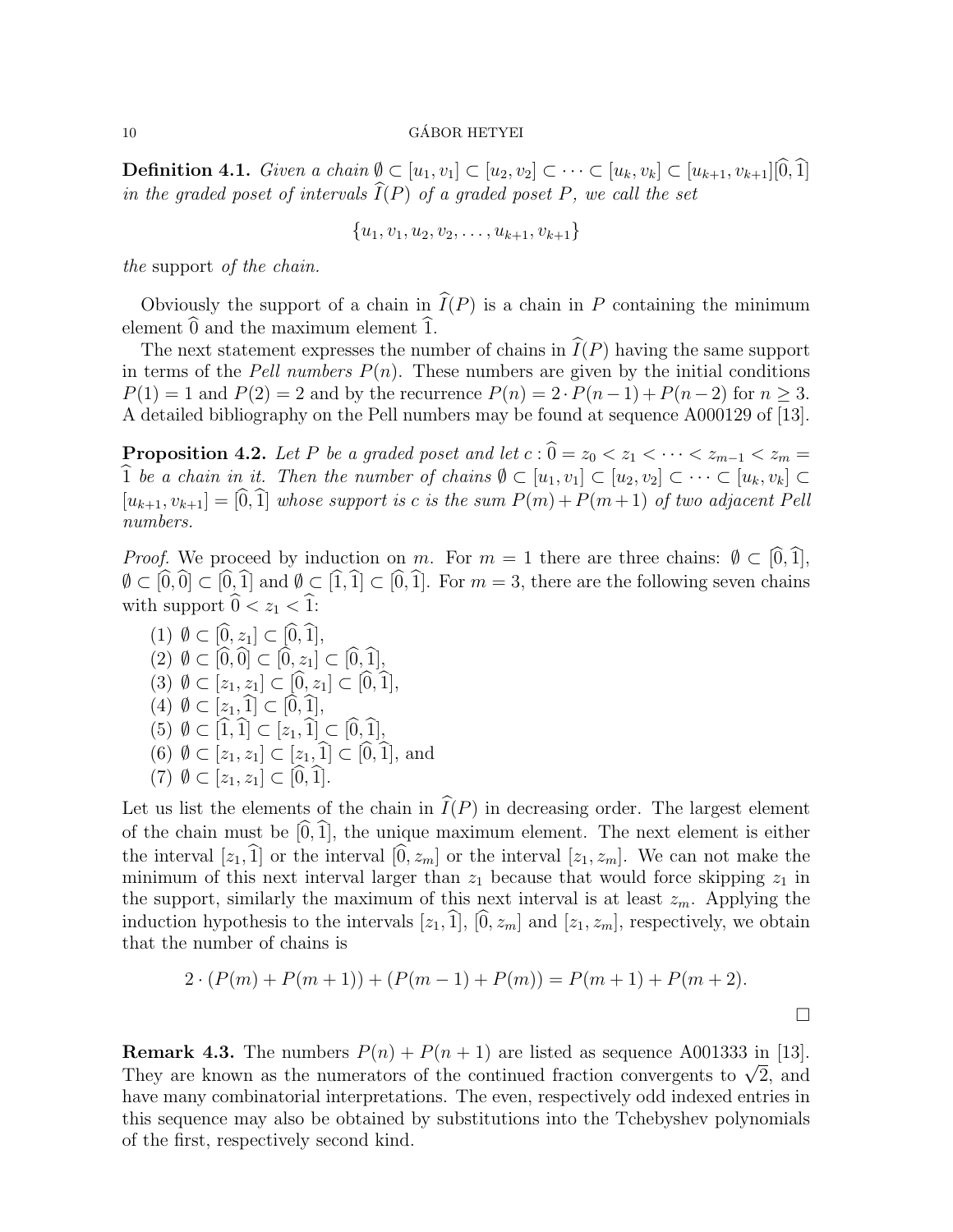**Definition 4.1.** *Given a chain $\emptyset \subset [u_1, v_1] \subset [u_2, v_2] \subset \cdots \subset [u_k, v_k] \subset [u_{k+1}, v_{k+1}][\widehat{0}, \widehat{1}]$ in the graded poset of intervals $\widehat{I}(P)$ of a graded poset $P$, we call the set*

$$\{u_1, v_1, u_2, v_2, \ldots, u_{k+1}, v_{k+1}\}$$

*the* support *of the chain.*

Obviously the support of a chain in $\widehat{I}(P)$ is a chain in $P$ containing the minimum element $\widehat{0}$ and the maximum element $\widehat{1}$.

The next statement expresses the number of chains in $\widehat{I}(P)$ having the same support in terms of the *Pell numbers* $P(n)$. These numbers are given by the initial conditions $P(1) = 1$ and $P(2) = 2$ and by the recurrence $P(n) = 2 \cdot P(n-1) + P(n-2)$ for $n \geq 3$. A detailed bibliography on the Pell numbers may be found at sequence A000129 of [13].

**Proposition 4.2.** *Let $P$ be a graded poset and let $c : \widehat{0} = z_0 < z_1 < \cdots < z_{m-1} < z_m = \widehat{1}$ be a chain in it. Then the number of chains $\emptyset \subset [u_1, v_1] \subset [u_2, v_2] \subset \cdots \subset [u_k, v_k] \subset [u_{k+1}, v_{k+1}] = [\widehat{0}, \widehat{1}]$ whose support is $c$ is the sum $P(m) + P(m+1)$ of two adjacent Pell numbers.*

*Proof.* We proceed by induction on $m$. For $m = 1$ there are three chains: $\emptyset \subset [\widehat{0}, \widehat{1}]$, $\emptyset \subset [\widehat{0}, \widehat{0}] \subset [\widehat{0}, \widehat{1}]$ and $\emptyset \subset [\widehat{1}, \widehat{1}] \subset [\widehat{0}, \widehat{1}]$. For $m = 3$, there are the following seven chains with support $\widehat{0} < z_1 < \widehat{1}$:

(1) $\emptyset \subset [\widehat{0}, z_1] \subset [\widehat{0}, \widehat{1}]$,
(2) $\emptyset \subset [\widehat{0}, \widehat{0}] \subset [\widehat{0}, z_1] \subset [\widehat{0}, \widehat{1}]$,
(3) $\emptyset \subset [z_1, z_1] \subset [\widehat{0}, z_1] \subset [\widehat{0}, \widehat{1}]$,
(4) $\emptyset \subset [z_1, \widehat{1}] \subset [\widehat{0}, \widehat{1}]$,
(5) $\emptyset \subset [\widehat{1}, \widehat{1}] \subset [z_1, \widehat{1}] \subset [\widehat{0}, \widehat{1}]$,
(6) $\emptyset \subset [z_1, z_1] \subset [z_1, \widehat{1}] \subset [\widehat{0}, \widehat{1}]$, and
(7) $\emptyset \subset [z_1, z_1] \subset [\widehat{0}, \widehat{1}]$.

Let us list the elements of the chain in $\widehat{I}(P)$ in decreasing order. The largest element of the chain must be $[\widehat{0}, \widehat{1}]$, the unique maximum element. The next element is either the interval $[z_1, \widehat{1}]$ or the interval $[\widehat{0}, z_m]$ or the interval $[z_1, z_m]$. We can not make the minimum of this next interval larger than $z_1$ because that would force skipping $z_1$ in the support, similarly the maximum of this next interval is at least $z_m$. Applying the induction hypothesis to the intervals $[z_1, \widehat{1}]$, $[\widehat{0}, z_m]$ and $[z_1, z_m]$, respectively, we obtain that the number of chains is

$$2 \cdot (P(m) + P(m+1)) + (P(m-1) + P(m)) = P(m+1) + P(m+2).$$

$\square$

**Remark 4.3.** The numbers $P(n) + P(n+1)$ are listed as sequence A001333 in [13]. They are known as the numerators of the continued fraction convergents to $\sqrt{2}$, and have many combinatorial interpretations. The even, respectively odd indexed entries in this sequence may also be obtained by substitutions into the Tchebyshev polynomials of the first, respectively second kind.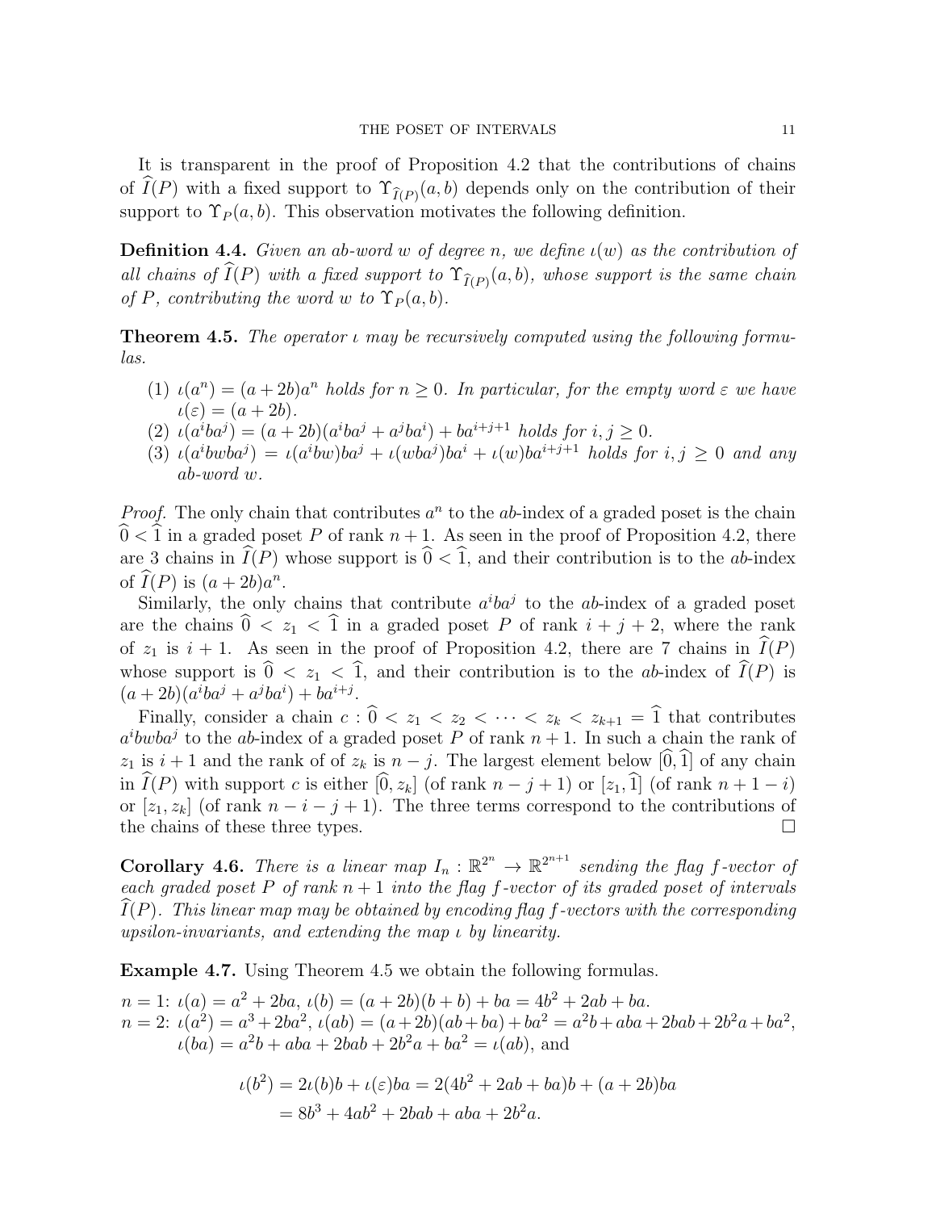It is transparent in the proof of Proposition 4.2 that the contributions of chains of $\widehat{I}(P)$ with a fixed support to $\Upsilon_{\widehat{I}(P)}(a,b)$ depends only on the contribution of their support to $\Upsilon_P(a,b)$. This observation motivates the following definition.

**Definition 4.4.** *Given an ab-word $w$ of degree $n$, we define $\iota(w)$ as the contribution of all chains of $\widehat{I}(P)$ with a fixed support to $\Upsilon_{\widehat{I}(P)}(a,b)$, whose support is the same chain of $P$, contributing the word $w$ to $\Upsilon_P(a,b)$.*

**Theorem 4.5.** *The operator $\iota$ may be recursively computed using the following formulas.*

1. *$\iota(a^n) = (a+2b)a^n$ holds for $n \geq 0$. In particular, for the empty word $\varepsilon$ we have $\iota(\varepsilon) = (a+2b)$.*
2. *$\iota(a^iba^j) = (a+2b)(a^iba^j + a^jba^i) + ba^{i+j+1}$ holds for $i,j \geq 0$.*
3. *$\iota(a^ibwba^j) = \iota(a^ibw)ba^j + \iota(wba^j)ba^i + \iota(w)ba^{i+j+1}$ holds for $i,j \geq 0$ and any ab-word $w$.*

*Proof.* The only chain that contributes $a^n$ to the $ab$-index of a graded poset is the chain $\widehat{0} < \widehat{1}$ in a graded poset $P$ of rank $n+1$. As seen in the proof of Proposition 4.2, there are 3 chains in $\widehat{I}(P)$ whose support is $\widehat{0} < \widehat{1}$, and their contribution is to the $ab$-index of $\widehat{I}(P)$ is $(a+2b)a^n$.

Similarly, the only chains that contribute $a^iba^j$ to the $ab$-index of a graded poset are the chains $\widehat{0} < z_1 < \widehat{1}$ in a graded poset $P$ of rank $i+j+2$, where the rank of $z_1$ is $i+1$. As seen in the proof of Proposition 4.2, there are 7 chains in $\widehat{I}(P)$ whose support is $\widehat{0} < z_1 < \widehat{1}$, and their contribution is to the $ab$-index of $\widehat{I}(P)$ is $(a+2b)(a^iba^j + a^jba^i) + ba^{i+j}$.

Finally, consider a chain $c : \widehat{0} < z_1 < z_2 < \cdots < z_k < z_{k+1} = \widehat{1}$ that contributes $a^ibwba^j$ to the $ab$-index of a graded poset $P$ of rank $n+1$. In such a chain the rank of $z_1$ is $i+1$ and the rank of of $z_k$ is $n-j$. The largest element below $[\widehat{0},\widehat{1}]$ of any chain in $\widehat{I}(P)$ with support $c$ is either $[\widehat{0}, z_k]$ (of rank $n-j+1$) or $[z_1, \widehat{1}]$ (of rank $n+1-i$) or $[z_1, z_k]$ (of rank $n-i-j+1$). The three terms correspond to the contributions of the chains of these three types. $\square$

**Corollary 4.6.** *There is a linear map $I_n : \mathbb{R}^{2^n} \to \mathbb{R}^{2^{n+1}}$ sending the flag $f$-vector of each graded poset $P$ of rank $n+1$ into the flag $f$-vector of its graded poset of intervals $\widehat{I}(P)$. This linear map may be obtained by encoding flag $f$-vectors with the corresponding upsilon-invariants, and extending the map $\iota$ by linearity.*

**Example 4.7.** Using Theorem 4.5 we obtain the following formulas.

$n=1$: $\iota(a) = a^2 + 2ba$, $\iota(b) = (a+2b)(b+b) + ba = 4b^2 + 2ab + ba$.
$n=2$: $\iota(a^2) = a^3 + 2ba^2$, $\iota(ab) = (a+2b)(ab+ba) + ba^2 = a^2b + aba + 2bab + 2b^2a + ba^2$, $\iota(ba) = a^2b + aba + 2bab + 2b^2a + ba^2 = \iota(ab)$, and

$$\begin{aligned}
\iota(b^2) &= 2\iota(b)b + \iota(\varepsilon)ba = 2(4b^2 + 2ab + ba)b + (a+2b)ba \\
&= 8b^3 + 4ab^2 + 2bab + aba + 2b^2a.
\end{aligned}$$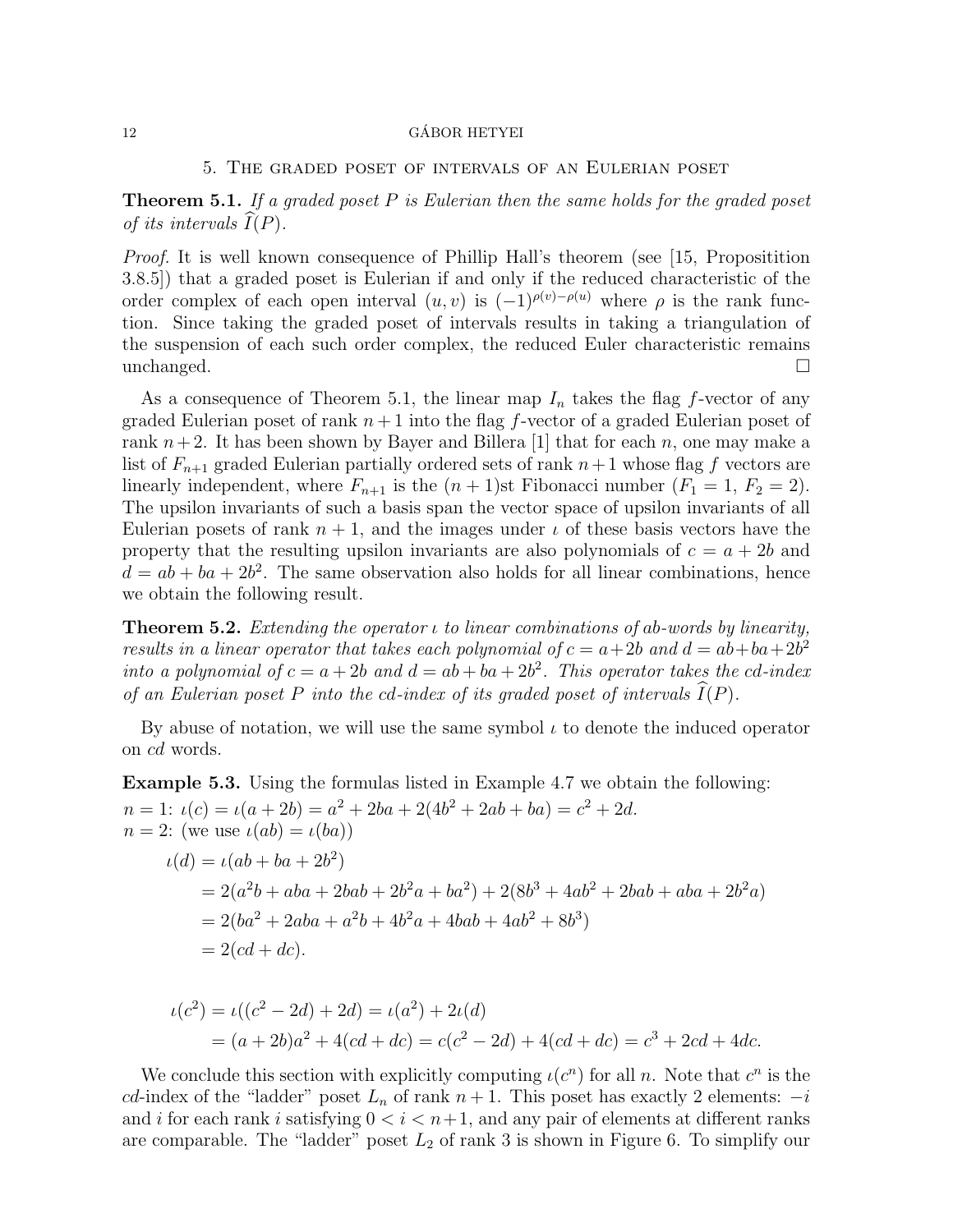## 5. The graded poset of intervals of an Eulerian poset

**Theorem 5.1.** *If a graded poset $P$ is Eulerian then the same holds for the graded poset of its intervals $\widehat{I}(P)$.*

*Proof.* It is well known consequence of Phillip Hall's theorem (see [15, Propositition 3.8.5]) that a graded poset is Eulerian if and only if the reduced characteristic of the order complex of each open interval $(u, v)$ is $(-1)^{\rho(v)-\rho(u)}$ where $\rho$ is the rank function. Since taking the graded poset of intervals results in taking a triangulation of the suspension of each such order complex, the reduced Euler characteristic remains unchanged. □

As a consequence of Theorem 5.1, the linear map $I_n$ takes the flag $f$-vector of any graded Eulerian poset of rank $n+1$ into the flag $f$-vector of a graded Eulerian poset of rank $n+2$. It has been shown by Bayer and Billera [1] that for each $n$, one may make a list of $F_{n+1}$ graded Eulerian partially ordered sets of rank $n+1$ whose flag $f$ vectors are linearly independent, where $F_{n+1}$ is the $(n+1)$st Fibonacci number ($F_1 = 1$, $F_2 = 2$). The upsilon invariants of such a basis span the vector space of upsilon invariants of all Eulerian posets of rank $n+1$, and the images under $\iota$ of these basis vectors have the property that the resulting upsilon invariants are also polynomials of $c = a + 2b$ and $d = ab + ba + 2b^2$. The same observation also holds for all linear combinations, hence we obtain the following result.

**Theorem 5.2.** *Extending the operator $\iota$ to linear combinations of $ab$-words by linearity, results in a linear operator that takes each polynomial of $c = a+2b$ and $d = ab+ba+2b^2$ into a polynomial of $c = a + 2b$ and $d = ab + ba + 2b^2$. This operator takes the $cd$-index of an Eulerian poset $P$ into the $cd$-index of its graded poset of intervals $\widehat{I}(P)$.*

By abuse of notation, we will use the same symbol $\iota$ to denote the induced operator on $cd$ words.

**Example 5.3.** Using the formulas listed in Example 4.7 we obtain the following:

$n = 1$: $\iota(c) = \iota(a + 2b) = a^2 + 2ba + 2(4b^2 + 2ab + ba) = c^2 + 2d.$

$n = 2$: (we use $\iota(ab) = \iota(ba)$)

$$\begin{aligned}
\iota(d) &= \iota(ab + ba + 2b^2) \\
&= 2(a^2b + aba + 2bab + 2b^2a + ba^2) + 2(8b^3 + 4ab^2 + 2bab + aba + 2b^2a) \\
&= 2(ba^2 + 2aba + a^2b + 4b^2a + 4bab + 4ab^2 + 8b^3) \\
&= 2(cd + dc).
\end{aligned}$$

$$\begin{aligned}
\iota(c^2) &= \iota((c^2 - 2d) + 2d) = \iota(a^2) + 2\iota(d) \\
&= (a + 2b)a^2 + 4(cd + dc) = c(c^2 - 2d) + 4(cd + dc) = c^3 + 2cd + 4dc.
\end{aligned}$$

We conclude this section with explicitly computing $\iota(c^n)$ for all $n$. Note that $c^n$ is the $cd$-index of the "ladder" poset $L_n$ of rank $n+1$. This poset has exactly 2 elements: $-i$ and $i$ for each rank $i$ satisfying $0 < i < n+1$, and any pair of elements at different ranks are comparable. The "ladder" poset $L_2$ of rank 3 is shown in Figure 6. To simplify our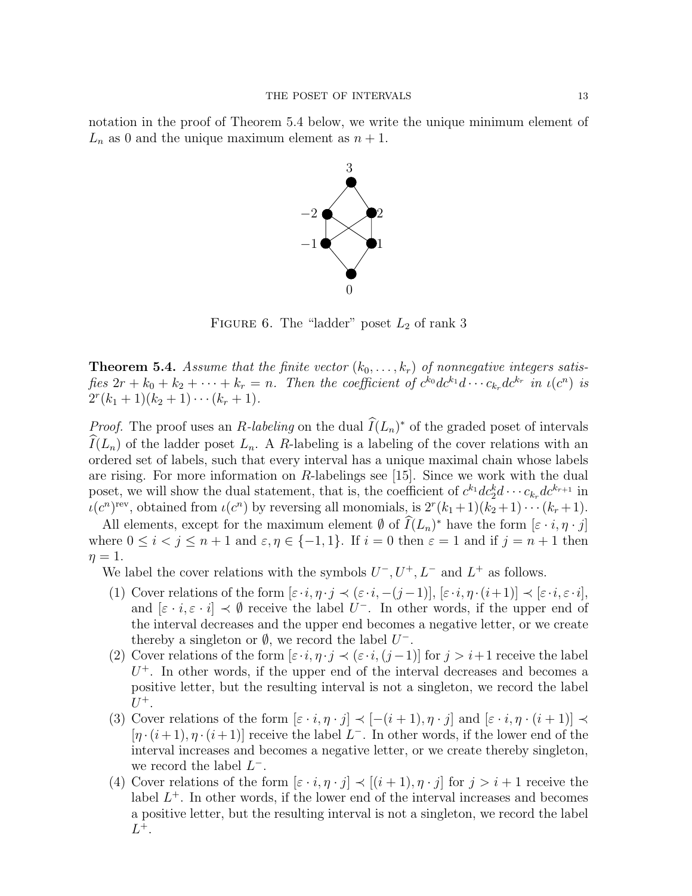notation in the proof of Theorem 5.4 below, we write the unique minimum element of $L_n$ as 0 and the unique maximum element as $n+1$.

Figure 6. The "ladder" poset $L_2$ of rank 3

**Theorem 5.4.** *Assume that the finite vector $(k_0, \ldots, k_r)$ of nonnegative integers satisfies $2r + k_0 + k_2 + \cdots + k_r = n$. Then the coefficient of $c^{k_0} d c^{k_1} d \cdots c_{k_r} d c^{k_r}$ in $\iota(c^n)$ is $2^r (k_1 + 1)(k_2 + 1) \cdots (k_r + 1)$.*

*Proof.* The proof uses an *R-labeling* on the dual $\widehat{I}(L_n)^*$ of the graded poset of intervals $\widehat{I}(L_n)$ of the ladder poset $L_n$. A $R$-labeling is a labeling of the cover relations with an ordered set of labels, such that every interval has a unique maximal chain whose labels are rising. For more information on $R$-labelings see [15]. Since we work with the dual poset, we will show the dual statement, that is, the coefficient of $c^{k_1} d c_2^k d \cdots c_{k_r} d c^{k_{r+1}}$ in $\iota(c^n)^{\text{rev}}$, obtained from $\iota(c^n)$ by reversing all monomials, is $2^r (k_1 + 1)(k_2 + 1) \cdots (k_r + 1)$.

All elements, except for the maximum element $\emptyset$ of $\widehat{I}(L_n)^*$ have the form $[\varepsilon \cdot i, \eta \cdot j]$ where $0 \le i < j \le n+1$ and $\varepsilon, \eta \in \{-1, 1\}$. If $i = 0$ then $\varepsilon = 1$ and if $j = n+1$ then $\eta = 1$.

We label the cover relations with the symbols $U^-, U^+, L^-$ and $L^+$ as follows.

1. Cover relations of the form $[\varepsilon \cdot i, \eta \cdot j \prec (\varepsilon \cdot i, -(j-1)]$, $[\varepsilon \cdot i, \eta \cdot (i+1)] \prec [\varepsilon \cdot i, \varepsilon \cdot i]$, and $[\varepsilon \cdot i, \varepsilon \cdot i] \prec \emptyset$ receive the label $U^-$. In other words, if the upper end of the interval decreases and the upper end becomes a negative letter, or we create thereby a singleton or $\emptyset$, we record the label $U^-$.
2. Cover relations of the form $[\varepsilon \cdot i, \eta \cdot j \prec (\varepsilon \cdot i, (j-1)]$ for $j > i+1$ receive the label $U^+$. In other words, if the upper end of the interval decreases and becomes a positive letter, but the resulting interval is not a singleton, we record the label $U^+$.
3. Cover relations of the form $[\varepsilon \cdot i, \eta \cdot j] \prec [-(i+1), \eta \cdot j]$ and $[\varepsilon \cdot i, \eta \cdot (i+1)] \prec [\eta \cdot (i+1), \eta \cdot (i+1)]$ receive the label $L^-$. In other words, if the lower end of the interval increases and becomes a negative letter, or we create thereby singleton, we record the label $L^-$.
4. Cover relations of the form $[\varepsilon \cdot i, \eta \cdot j] \prec [(i+1), \eta \cdot j]$ for $j > i+1$ receive the label $L^+$. In other words, if the lower end of the interval increases and becomes a positive letter, but the resulting interval is not a singleton, we record the label $L^+$.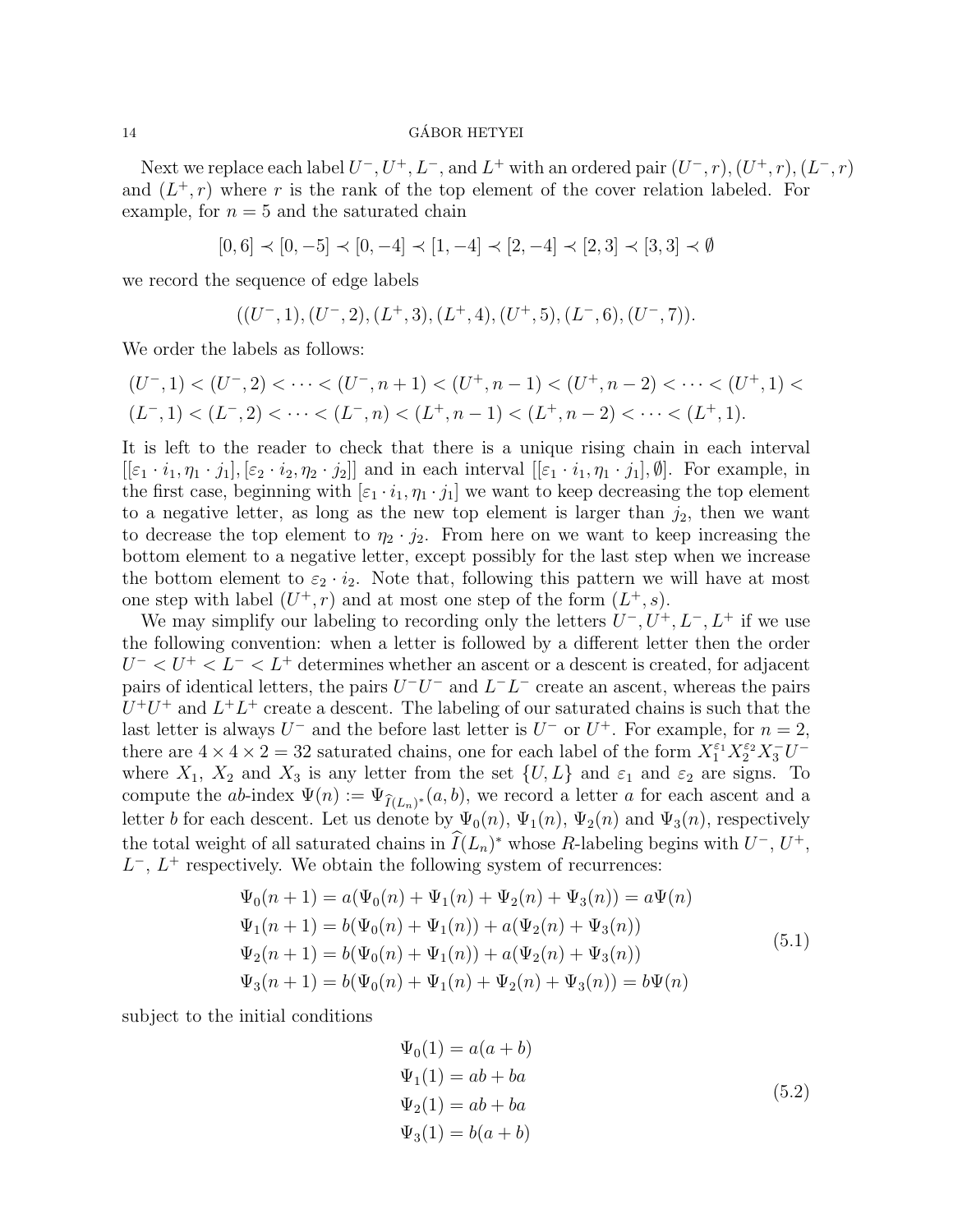Next we replace each label $U^-, U^+, L^-$, and $L^+$ with an ordered pair $(U^-, r)$, $(U^+, r)$, $(L^-, r)$ and $(L^+, r)$ where $r$ is the rank of the top element of the cover relation labeled. For example, for $n = 5$ and the saturated chain

$$[0, 6] \prec [0, -5] \prec [0, -4] \prec [1, -4] \prec [2, -4] \prec [2, 3] \prec [3, 3] \prec \emptyset$$

we record the sequence of edge labels

$$((U^-, 1), (U^-, 2), (L^+, 3), (L^+, 4), (U^+, 5), (L^-, 6), (U^-, 7)).$$

We order the labels as follows:

$$(U^-, 1) < (U^-, 2) < \cdots < (U^-, n+1) < (U^+, n-1) < (U^+, n-2) < \cdots < (U^+, 1) <$$
$$(L^-, 1) < (L^-, 2) < \cdots < (L^-, n) < (L^+, n-1) < (L^+, n-2) < \cdots < (L^+, 1).$$

It is left to the reader to check that there is a unique rising chain in each interval $[[\varepsilon_1 \cdot i_1, \eta_1 \cdot j_1], [\varepsilon_2 \cdot i_2, \eta_2 \cdot j_2]]$ and in each interval $[[\varepsilon_1 \cdot i_1, \eta_1 \cdot j_1], \emptyset]$. For example, in the first case, beginning with $[\varepsilon_1 \cdot i_1, \eta_1 \cdot j_1]$ we want to keep decreasing the top element to a negative letter, as long as the new top element is larger than $j_2$, then we want to decrease the top element to $\eta_2 \cdot j_2$. From here on we want to keep increasing the bottom element to a negative letter, except possibly for the last step when we increase the bottom element to $\varepsilon_2 \cdot i_2$. Note that, following this pattern we will have at most one step with label $(U^+, r)$ and at most one step of the form $(L^+, s)$.

We may simplify our labeling to recording only the letters $U^-, U^+, L^-, L^+$ if we use the following convention: when a letter is followed by a different letter then the order $U^- < U^+ < L^- < L^+$ determines whether an ascent or a descent is created, for adjacent pairs of identical letters, the pairs $U^-U^-$ and $L^-L^-$ create an ascent, whereas the pairs $U^+U^+$ and $L^+L^+$ create a descent. The labeling of our saturated chains is such that the last letter is always $U^-$ and the before last letter is $U^-$ or $U^+$. For example, for $n = 2$, there are $4 \times 4 \times 2 = 32$ saturated chains, one for each label of the form $X_1^{\varepsilon_1} X_2^{\varepsilon_2} X_3^- U^-$ where $X_1$, $X_2$ and $X_3$ is any letter from the set $\{U, L\}$ and $\varepsilon_1$ and $\varepsilon_2$ are signs. To compute the $ab$-index $\Psi(n) := \Psi_{\widehat{I}(L_n)^*}(a, b)$, we record a letter $a$ for each ascent and a letter $b$ for each descent. Let us denote by $\Psi_0(n)$, $\Psi_1(n)$, $\Psi_2(n)$ and $\Psi_3(n)$, respectively the total weight of all saturated chains in $\widehat{I}(L_n)^*$ whose $R$-labeling begins with $U^-$, $U^+$, $L^-$, $L^+$ respectively. We obtain the following system of recurrences:

$$\begin{aligned}
\Psi_0(n+1) &= a(\Psi_0(n) + \Psi_1(n) + \Psi_2(n) + \Psi_3(n)) = a\Psi(n) \\
\Psi_1(n+1) &= b(\Psi_0(n) + \Psi_1(n)) + a(\Psi_2(n) + \Psi_3(n)) \\
\Psi_2(n+1) &= b(\Psi_0(n) + \Psi_1(n)) + a(\Psi_2(n) + \Psi_3(n)) \\
\Psi_3(n+1) &= b(\Psi_0(n) + \Psi_1(n) + \Psi_2(n) + \Psi_3(n)) = b\Psi(n)
\end{aligned} \tag{5.1}$$

subject to the initial conditions

$$\begin{aligned}
\Psi_0(1) &= a(a+b) \\
\Psi_1(1) &= ab + ba \\
\Psi_2(1) &= ab + ba \\
\Psi_3(1) &= b(a+b)
\end{aligned} \tag{5.2}$$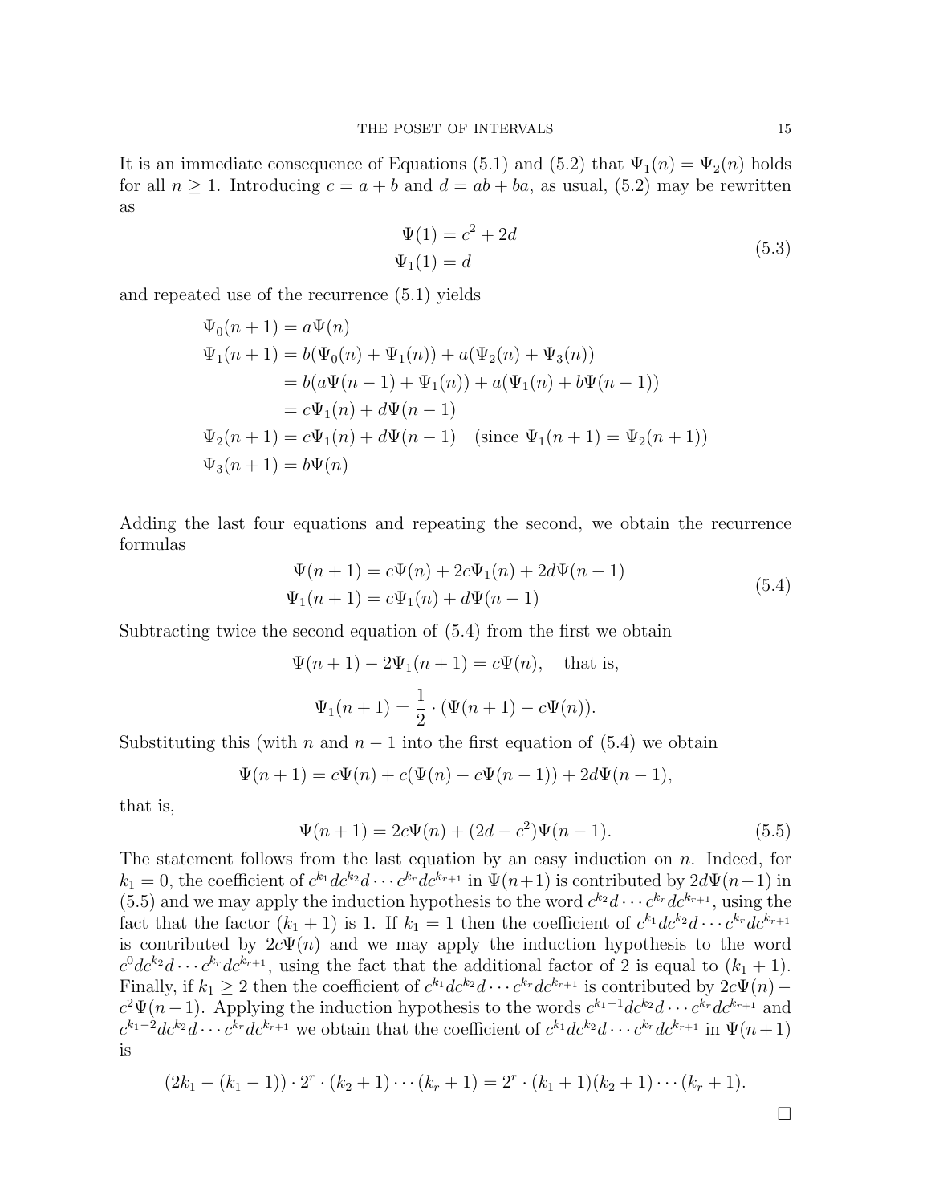It is an immediate consequence of Equations (5.1) and (5.2) that $\Psi_1(n) = \Psi_2(n)$ holds for all $n \geq 1$. Introducing $c = a + b$ and $d = ab + ba$, as usual, (5.2) may be rewritten as

$$\begin{aligned} \Psi(1) &= c^2 + 2d \\ \Psi_1(1) &= d \end{aligned} \tag{5.3}$$

and repeated use of the recurrence (5.1) yields

$$\begin{aligned}
\Psi_0(n+1) &= a\Psi(n) \\
\Psi_1(n+1) &= b(\Psi_0(n) + \Psi_1(n)) + a(\Psi_2(n) + \Psi_3(n)) \\
&= b(a\Psi(n-1) + \Psi_1(n)) + a(\Psi_1(n) + b\Psi(n-1)) \\
&= c\Psi_1(n) + d\Psi(n-1) \\
\Psi_2(n+1) &= c\Psi_1(n) + d\Psi(n-1) \quad (\text{since } \Psi_1(n+1) = \Psi_2(n+1)) \\
\Psi_3(n+1) &= b\Psi(n)
\end{aligned}$$

Adding the last four equations and repeating the second, we obtain the recurrence formulas

$$\begin{aligned} \Psi(n+1) &= c\Psi(n) + 2c\Psi_1(n) + 2d\Psi(n-1) \\ \Psi_1(n+1) &= c\Psi_1(n) + d\Psi(n-1) \end{aligned} \tag{5.4}$$

Subtracting twice the second equation of (5.4) from the first we obtain

$$\Psi(n+1) - 2\Psi_1(n+1) = c\Psi(n), \quad \text{that is,}$$

$$\Psi_1(n+1) = \frac{1}{2} \cdot (\Psi(n+1) - c\Psi(n)).$$

Substituting this (with $n$ and $n-1$ into the first equation of (5.4) we obtain

$$\Psi(n+1) = c\Psi(n) + c(\Psi(n) - c\Psi(n-1)) + 2d\Psi(n-1),$$

that is,

$$\Psi(n+1) = 2c\Psi(n) + (2d - c^2)\Psi(n-1). \tag{5.5}$$

The statement follows from the last equation by an easy induction on $n$. Indeed, for $k_1 = 0$, the coefficient of $c^{k_1}dc^{k_2}d \cdots c^{k_r}dc^{k_{r+1}}$ in $\Psi(n+1)$ is contributed by $2d\Psi(n-1)$ in (5.5) and we may apply the induction hypothesis to the word $c^{k_2}d \cdots c^{k_r}dc^{k_{r+1}}$, using the fact that the factor $(k_1 + 1)$ is 1. If $k_1 = 1$ then the coefficient of $c^{k_1}dc^{k_2}d \cdots c^{k_r}dc^{k_{r+1}}$ is contributed by $2c\Psi(n)$ and we may apply the induction hypothesis to the word $c^0dc^{k_2}d \cdots c^{k_r}dc^{k_{r+1}}$, using the fact that the additional factor of 2 is equal to $(k_1 + 1)$. Finally, if $k_1 \geq 2$ then the coefficient of $c^{k_1}dc^{k_2}d \cdots c^{k_r}dc^{k_{r+1}}$ is contributed by $2c\Psi(n) - c^2\Psi(n-1)$. Applying the induction hypothesis to the words $c^{k_1-1}dc^{k_2}d \cdots c^{k_r}dc^{k_{r+1}}$ and $c^{k_1-2}dc^{k_2}d \cdots c^{k_r}dc^{k_{r+1}}$ we obtain that the coefficient of $c^{k_1}dc^{k_2}d \cdots c^{k_r}dc^{k_{r+1}}$ in $\Psi(n+1)$ is

$$(2k_1 - (k_1 - 1)) \cdot 2^r \cdot (k_2 + 1) \cdots (k_r + 1) = 2^r \cdot (k_1 + 1)(k_2 + 1) \cdots (k_r + 1).$$

□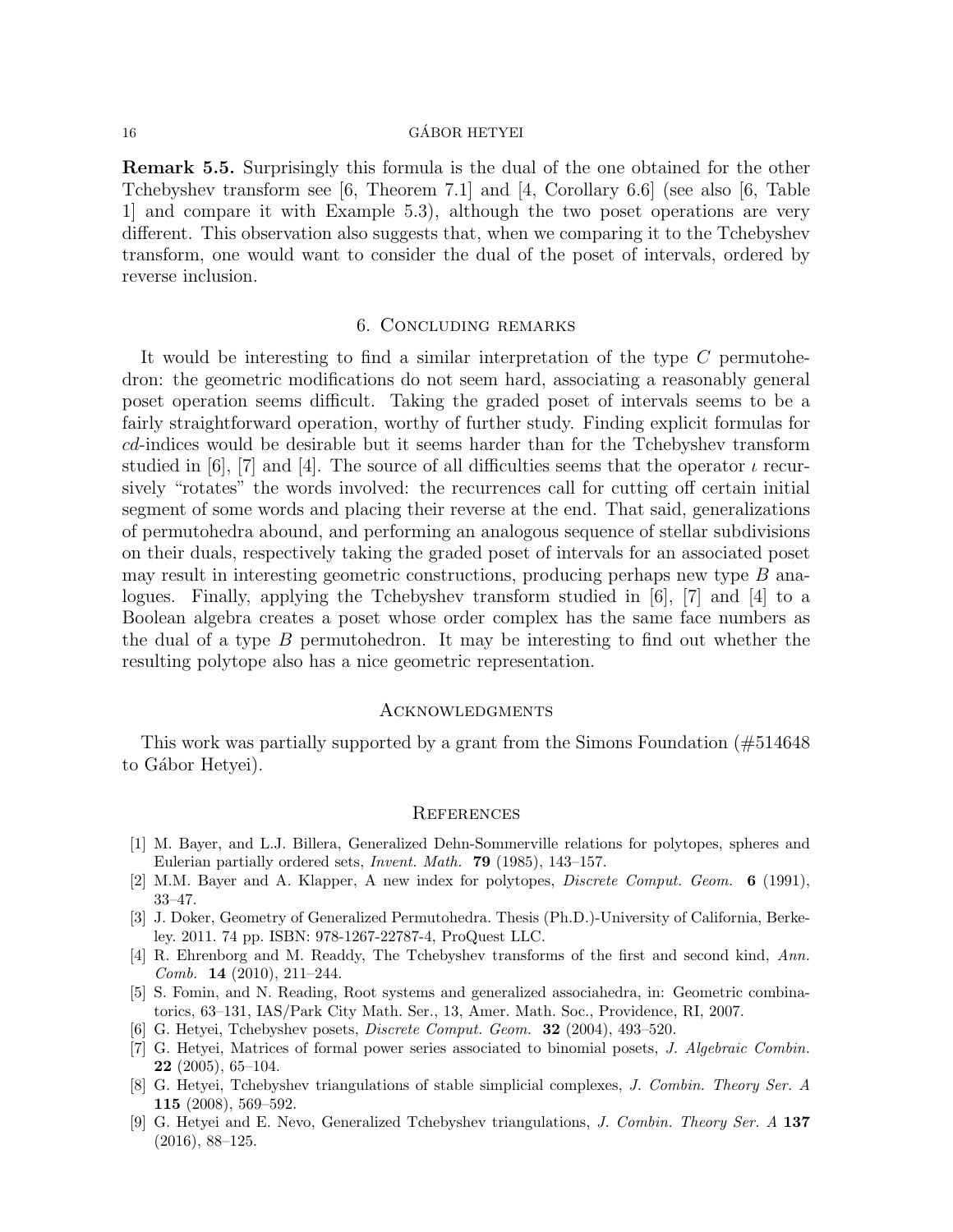**Remark 5.5.** Surprisingly this formula is the dual of the one obtained for the other Tchebyshev transform see [6, Theorem 7.1] and [4, Corollary 6.6] (see also [6, Table 1] and compare it with Example 5.3), although the two poset operations are very different. This observation also suggests that, when we comparing it to the Tchebyshev transform, one would want to consider the dual of the poset of intervals, ordered by reverse inclusion.

## 6. Concluding remarks

It would be interesting to find a similar interpretation of the type $C$ permutohedron: the geometric modifications do not seem hard, associating a reasonably general poset operation seems difficult. Taking the graded poset of intervals seems to be a fairly straightforward operation, worthy of further study. Finding explicit formulas for $cd$-indices would be desirable but it seems harder than for the Tchebyshev transform studied in [6], [7] and [4]. The source of all difficulties seems that the operator $\iota$ recursively "rotates" the words involved: the recurrences call for cutting off certain initial segment of some words and placing their reverse at the end. That said, generalizations of permutohedra abound, and performing an analogous sequence of stellar subdivisions on their duals, respectively taking the graded poset of intervals for an associated poset may result in interesting geometric constructions, producing perhaps new type $B$ analogues. Finally, applying the Tchebyshev transform studied in [6], [7] and [4] to a Boolean algebra creates a poset whose order complex has the same face numbers as the dual of a type $B$ permutohedron. It may be interesting to find out whether the resulting polytope also has a nice geometric representation.

## Acknowledgments

This work was partially supported by a grant from the Simons Foundation (#514648 to Gábor Hetyei).

## References

[1] M. Bayer, and L.J. Billera, Generalized Dehn-Sommerville relations for polytopes, spheres and Eulerian partially ordered sets, *Invent. Math.* **79** (1985), 143–157.

[2] M.M. Bayer and A. Klapper, A new index for polytopes, *Discrete Comput. Geom.* **6** (1991), 33–47.

[3] J. Doker, Geometry of Generalized Permutohedra. Thesis (Ph.D.)-University of California, Berkeley. 2011. 74 pp. ISBN: 978-1267-22787-4, ProQuest LLC.

[4] R. Ehrenborg and M. Readdy, The Tchebyshev transforms of the first and second kind, *Ann. Comb.* **14** (2010), 211–244.

[5] S. Fomin, and N. Reading, Root systems and generalized associahedra, in: Geometric combinatorics, 63–131, IAS/Park City Math. Ser., 13, Amer. Math. Soc., Providence, RI, 2007.

[6] G. Hetyei, Tchebyshev posets, *Discrete Comput. Geom.* **32** (2004), 493–520.

[7] G. Hetyei, Matrices of formal power series associated to binomial posets, *J. Algebraic Combin.* **22** (2005), 65–104.

[8] G. Hetyei, Tchebyshev triangulations of stable simplicial complexes, *J. Combin. Theory Ser. A* **115** (2008), 569–592.

[9] G. Hetyei and E. Nevo, Generalized Tchebyshev triangulations, *J. Combin. Theory Ser. A* **137** (2016), 88–125.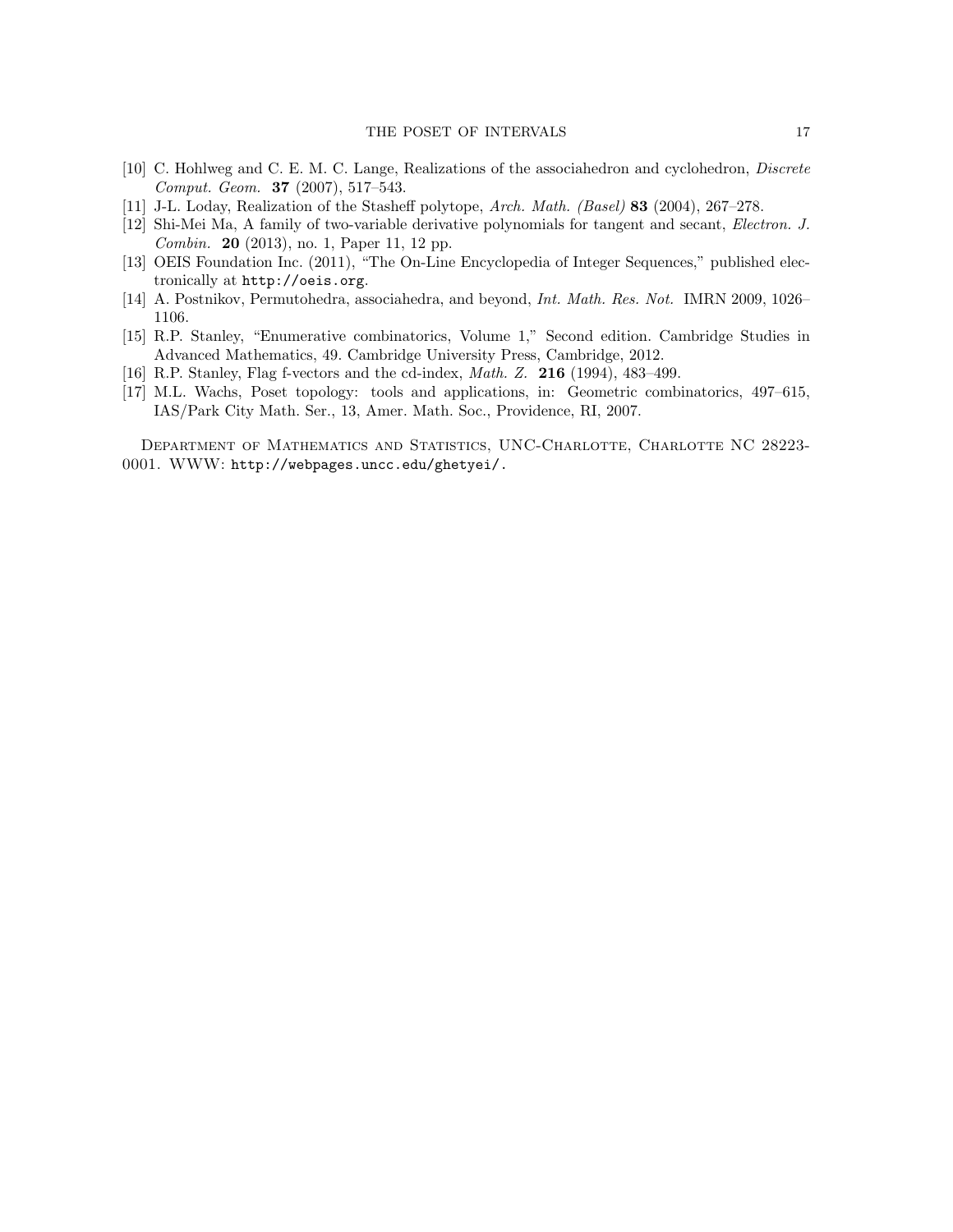[10] C. Hohlweg and C. E. M. C. Lange, Realizations of the associahedron and cyclohedron, *Discrete Comput. Geom.* **37** (2007), 517–543.

[11] J-L. Loday, Realization of the Stasheff polytope, *Arch. Math. (Basel)* **83** (2004), 267–278.

[12] Shi-Mei Ma, A family of two-variable derivative polynomials for tangent and secant, *Electron. J. Combin.* **20** (2013), no. 1, Paper 11, 12 pp.

[13] OEIS Foundation Inc. (2011), "The On-Line Encyclopedia of Integer Sequences," published electronically at `http://oeis.org`.

[14] A. Postnikov, Permutohedra, associahedra, and beyond, *Int. Math. Res. Not.* IMRN 2009, 1026–1106.

[15] R.P. Stanley, "Enumerative combinatorics, Volume 1," Second edition. Cambridge Studies in Advanced Mathematics, 49. Cambridge University Press, Cambridge, 2012.

[16] R.P. Stanley, Flag f-vectors and the cd-index, *Math. Z.* **216** (1994), 483–499.

[17] M.L. Wachs, Poset topology: tools and applications, in: Geometric combinatorics, 497–615, IAS/Park City Math. Ser., 13, Amer. Math. Soc., Providence, RI, 2007.

Department of Mathematics and Statistics, UNC-Charlotte, Charlotte NC 28223-0001. WWW: `http://webpages.uncc.edu/ghetyei/`.